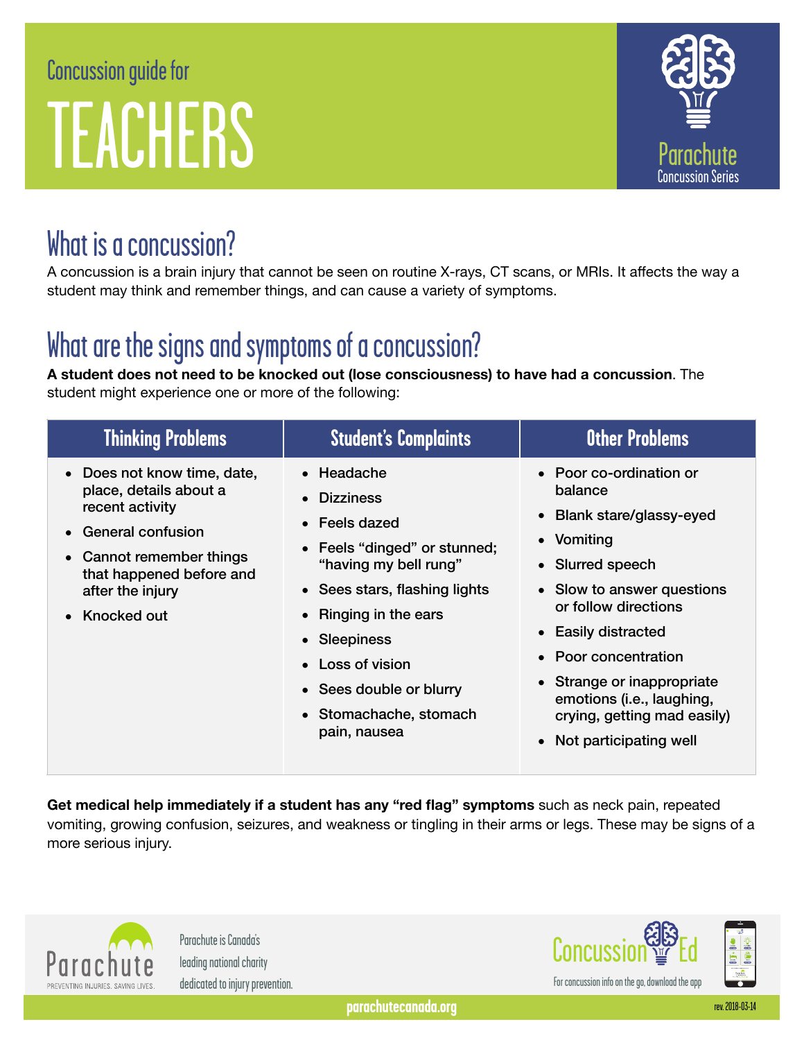# Concussion guide for TEACHERS

Parachute Concussion Series

## What is a concussion?

A concussion is a brain injury that cannot be seen on routine X-rays, CT scans, or MRIs. It affects the way a student may think and remember things, and can cause a variety of symptoms.

## What are the signs and symptoms of a concussion?

**A student does not need to be knocked out (lose consciousness) to have had a concussion**. The student might experience one or more of the following:

| Thinking Problems | Student's Complaints | Other Problems |
|---|---|---|
| • Does not know time, date, place, details about a recent activity<br>• General confusion<br>• Cannot remember things that happened before and after the injury<br>• Knocked out | • Headache<br>• Dizziness<br>• Feels dazed<br>• Feels "dinged" or stunned; "having my bell rung"<br>• Sees stars, flashing lights<br>• Ringing in the ears<br>• Sleepiness<br>• Loss of vision<br>• Sees double or blurry<br>• Stomachache, stomach pain, nausea | • Poor co-ordination or balance<br>• Blank stare/glassy-eyed<br>• Vomiting<br>• Slurred speech<br>• Slow to answer questions or follow directions<br>• Easily distracted<br>• Poor concentration<br>• Strange or inappropriate emotions (i.e., laughing, crying, getting mad easily)<br>• Not participating well |

**Get medical help immediately if a student has any "red flag" symptoms** such as neck pain, repeated vomiting, growing confusion, seizures, and weakness or tingling in their arms or legs. These may be signs of a more serious injury.

Parachute — PREVENTING INJURIES. SAVING LIVES.

Parachute is Canada's leading national charity dedicated to injury prevention.

Concussion Ed — For concussion info on the go, download the app

parachutecanada.org

rev. 2018-03-14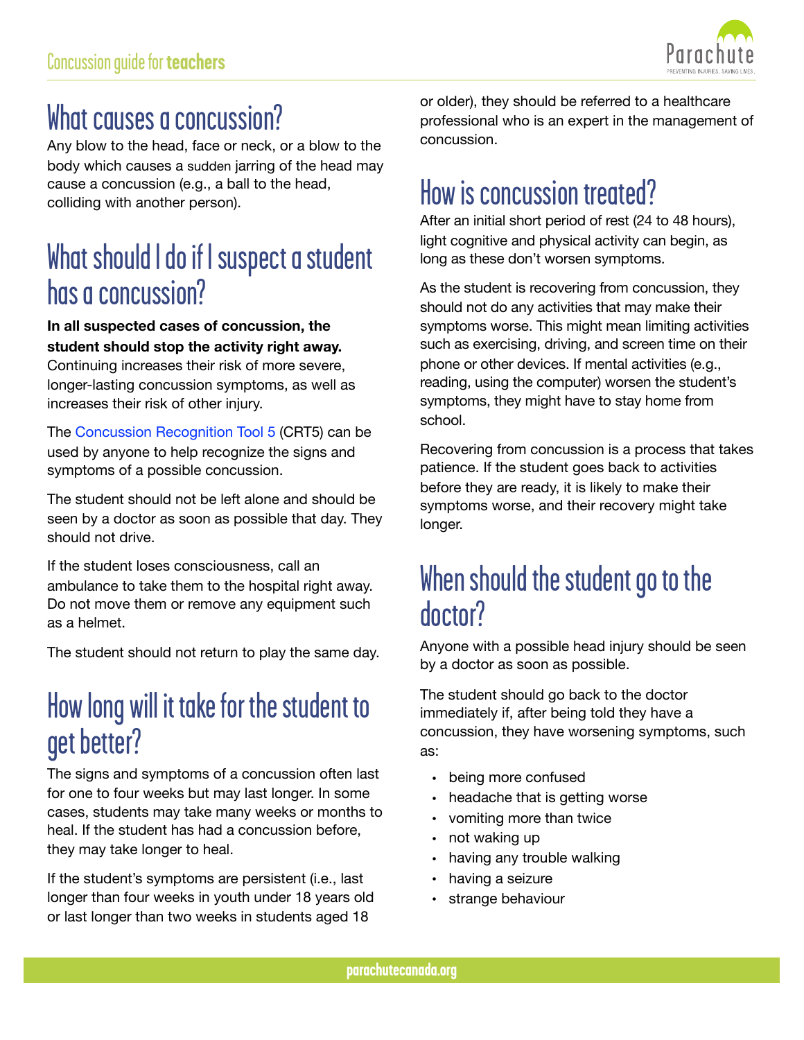## What causes a concussion?

Any blow to the head, face or neck, or a blow to the body which causes a sudden jarring of the head may cause a concussion (e.g., a ball to the head, colliding with another person).

## What should I do if I suspect a student has a concussion?

**In all suspected cases of concussion, the student should stop the activity right away.** Continuing increases their risk of more severe, longer-lasting concussion symptoms, as well as increases their risk of other injury.

The Concussion Recognition Tool 5 (CRT5) can be used by anyone to help recognize the signs and symptoms of a possible concussion.

The student should not be left alone and should be seen by a doctor as soon as possible that day. They should not drive.

If the student loses consciousness, call an ambulance to take them to the hospital right away. Do not move them or remove any equipment such as a helmet.

The student should not return to play the same day.

## How long will it take for the student to get better?

The signs and symptoms of a concussion often last for one to four weeks but may last longer. In some cases, students may take many weeks or months to heal. If the student has had a concussion before, they may take longer to heal.

If the student's symptoms are persistent (i.e., last longer than four weeks in youth under 18 years old or last longer than two weeks in students aged 18 or older), they should be referred to a healthcare professional who is an expert in the management of concussion.

## How is concussion treated?

After an initial short period of rest (24 to 48 hours), light cognitive and physical activity can begin, as long as these don't worsen symptoms.

As the student is recovering from concussion, they should not do any activities that may make their symptoms worse. This might mean limiting activities such as exercising, driving, and screen time on their phone or other devices. If mental activities (e.g., reading, using the computer) worsen the student's symptoms, they might have to stay home from school.

Recovering from concussion is a process that takes patience. If the student goes back to activities before they are ready, it is likely to make their symptoms worse, and their recovery might take longer.

## When should the student go to the doctor?

Anyone with a possible head injury should be seen by a doctor as soon as possible.

The student should go back to the doctor immediately if, after being told they have a concussion, they have worsening symptoms, such as:

- being more confused
- headache that is getting worse
- vomiting more than twice
- not waking up
- having any trouble walking
- having a seizure
- strange behaviour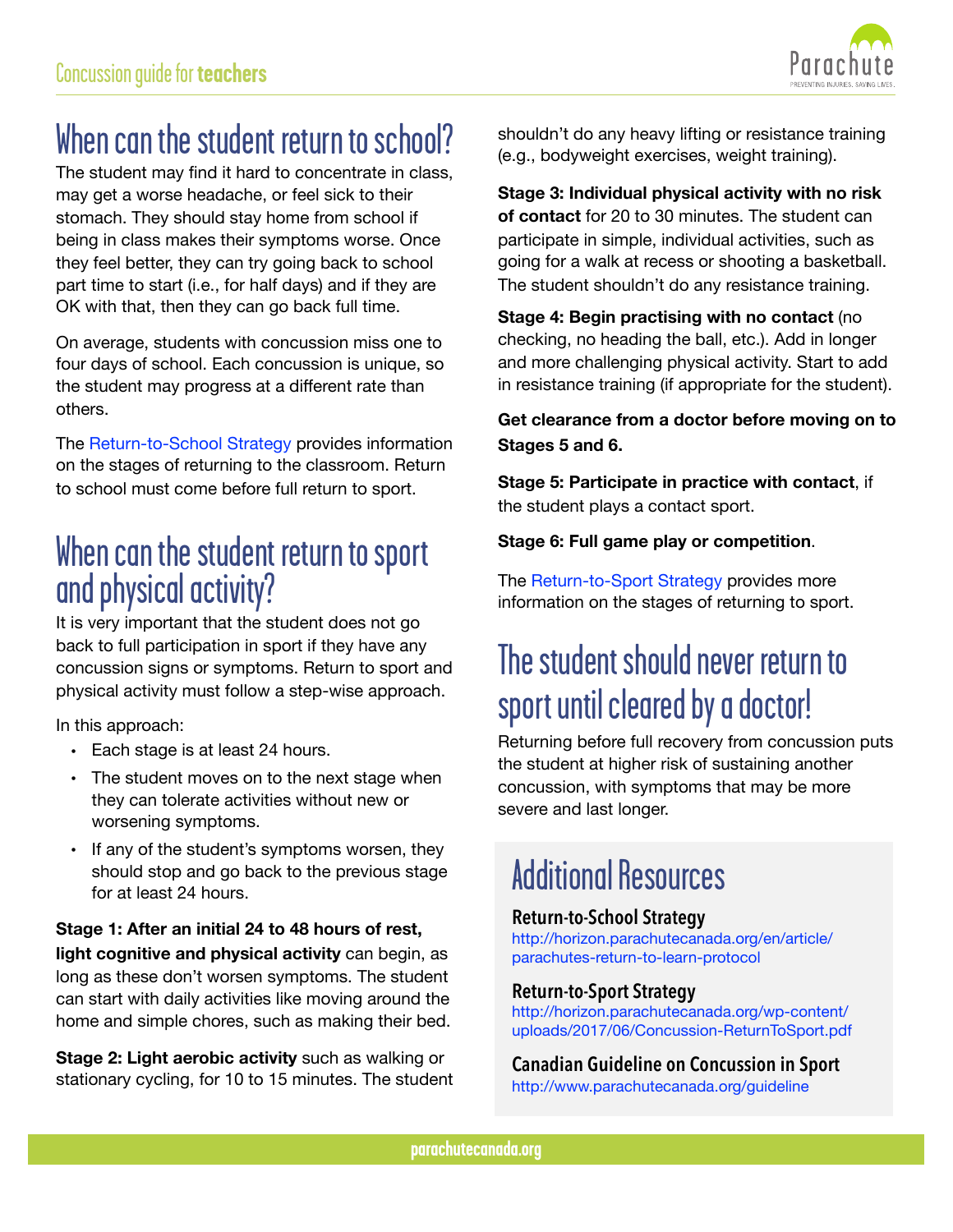# When can the student return to school?

The student may find it hard to concentrate in class, may get a worse headache, or feel sick to their stomach. They should stay home from school if being in class makes their symptoms worse. Once they feel better, they can try going back to school part time to start (i.e., for half days) and if they are OK with that, then they can go back full time.

On average, students with concussion miss one to four days of school. Each concussion is unique, so the student may progress at a different rate than others.

The Return-to-School Strategy provides information on the stages of returning to the classroom. Return to school must come before full return to sport.

# When can the student return to sport and physical activity?

It is very important that the student does not go back to full participation in sport if they have any concussion signs or symptoms. Return to sport and physical activity must follow a step-wise approach.

In this approach:

- Each stage is at least 24 hours.
- The student moves on to the next stage when they can tolerate activities without new or worsening symptoms.
- If any of the student's symptoms worsen, they should stop and go back to the previous stage for at least 24 hours.

**Stage 1: After an initial 24 to 48 hours of rest, light cognitive and physical activity** can begin, as long as these don't worsen symptoms. The student can start with daily activities like moving around the home and simple chores, such as making their bed.

**Stage 2: Light aerobic activity** such as walking or stationary cycling, for 10 to 15 minutes. The student shouldn't do any heavy lifting or resistance training (e.g., bodyweight exercises, weight training).

**Stage 3: Individual physical activity with no risk of contact** for 20 to 30 minutes. The student can participate in simple, individual activities, such as going for a walk at recess or shooting a basketball. The student shouldn't do any resistance training.

**Stage 4: Begin practising with no contact** (no checking, no heading the ball, etc.). Add in longer and more challenging physical activity. Start to add in resistance training (if appropriate for the student).

**Get clearance from a doctor before moving on to Stages 5 and 6.**

**Stage 5: Participate in practice with contact**, if the student plays a contact sport.

**Stage 6: Full game play or competition**.

The Return-to-Sport Strategy provides more information on the stages of returning to sport.

# The student should never return to sport until cleared by a doctor!

Returning before full recovery from concussion puts the student at higher risk of sustaining another concussion, with symptoms that may be more severe and last longer.

## Additional Resources

### Return-to-School Strategy

http://horizon.parachutecanada.org/en/article/parachutes-return-to-learn-protocol

### Return-to-Sport Strategy

http://horizon.parachutecanada.org/wp-content/uploads/2017/06/Concussion-ReturnToSport.pdf

### Canadian Guideline on Concussion in Sport

http://www.parachutecanada.org/guideline